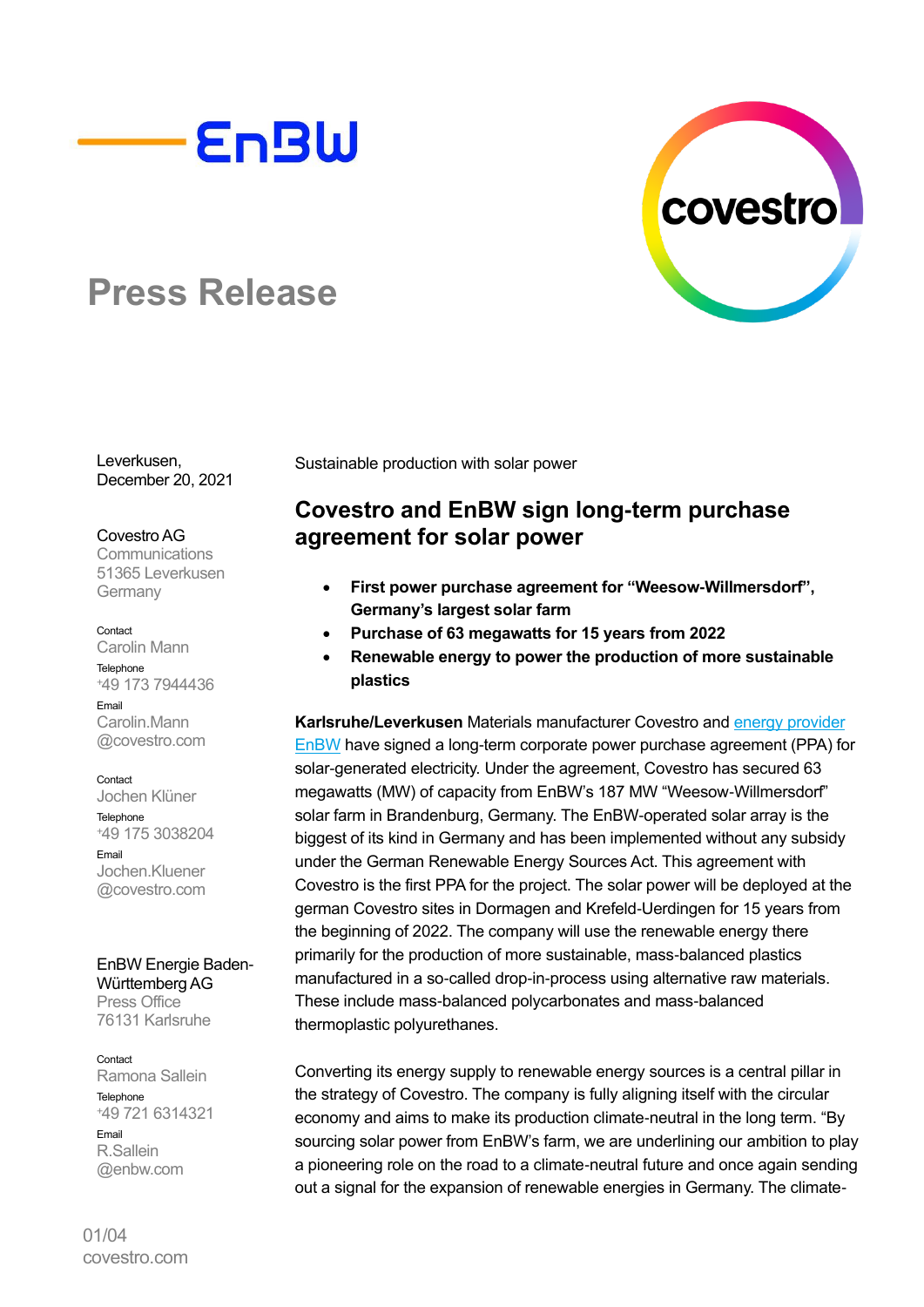# Press Release

Leverkusen,
December 20, 2021

Covestro AG
Communications
51365 Leverkusen
Germany

Contact
Carolin Mann
Telephone
+49 173 7944436
Email
Carolin.Mann
@covestro.com

Contact
Jochen Klüner
Telephone
+49 175 3038204
Email
Jochen.Kluener
@covestro.com

EnBW Energie Baden-Württemberg AG
Press Office
76131 Karlsruhe

Contact
Ramona Sallein
Telephone
+49 721 6314321
Email
R.Sallein
@enbw.com

Sustainable production with solar power

## Covestro and EnBW sign long-term purchase agreement for solar power

- **First power purchase agreement for "Weesow-Willmersdorf", Germany's largest solar farm**
- **Purchase of 63 megawatts for 15 years from 2022**
- **Renewable energy to power the production of more sustainable plastics**

**Karlsruhe/Leverkusen** Materials manufacturer Covestro and energy provider EnBW have signed a long-term corporate power purchase agreement (PPA) for solar-generated electricity. Under the agreement, Covestro has secured 63 megawatts (MW) of capacity from EnBW's 187 MW "Weesow-Willmersdorf" solar farm in Brandenburg, Germany. The EnBW-operated solar array is the biggest of its kind in Germany and has been implemented without any subsidy under the German Renewable Energy Sources Act. This agreement with Covestro is the first PPA for the project. The solar power will be deployed at the german Covestro sites in Dormagen and Krefeld-Uerdingen for 15 years from the beginning of 2022. The company will use the renewable energy there primarily for the production of more sustainable, mass-balanced plastics manufactured in a so-called drop-in-process using alternative raw materials. These include mass-balanced polycarbonates and mass-balanced thermoplastic polyurethanes.

Converting its energy supply to renewable energy sources is a central pillar in the strategy of Covestro. The company is fully aligning itself with the circular economy and aims to make its production climate-neutral in the long term. "By sourcing solar power from EnBW's farm, we are underlining our ambition to play a pioneering role on the road to a climate-neutral future and once again sending out a signal for the expansion of renewable energies in Germany. The climate-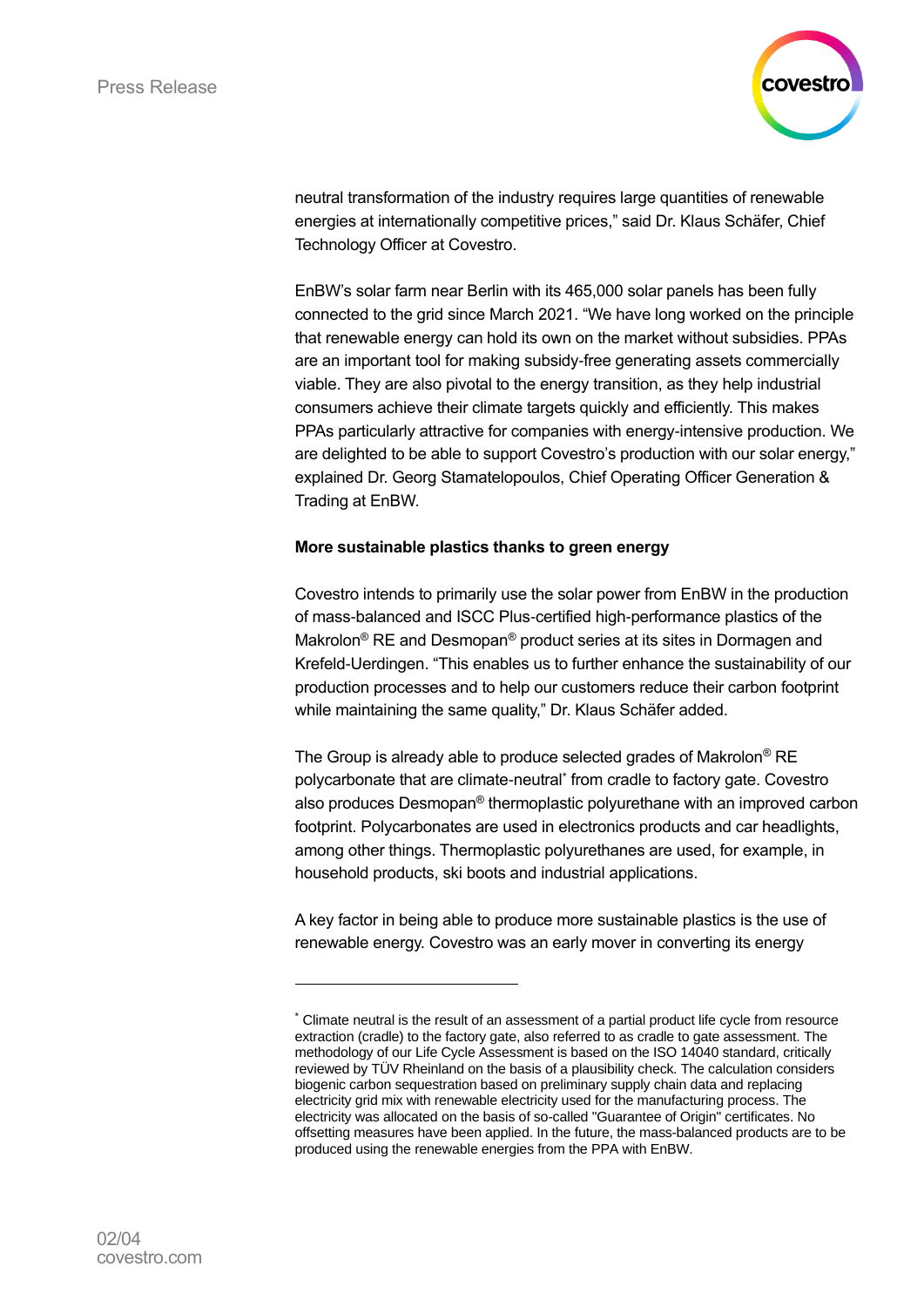neutral transformation of the industry requires large quantities of renewable energies at internationally competitive prices," said Dr. Klaus Schäfer, Chief Technology Officer at Covestro.

EnBW's solar farm near Berlin with its 465,000 solar panels has been fully connected to the grid since March 2021. "We have long worked on the principle that renewable energy can hold its own on the market without subsidies. PPAs are an important tool for making subsidy-free generating assets commercially viable. They are also pivotal to the energy transition, as they help industrial consumers achieve their climate targets quickly and efficiently. This makes PPAs particularly attractive for companies with energy-intensive production. We are delighted to be able to support Covestro's production with our solar energy," explained Dr. Georg Stamatelopoulos, Chief Operating Officer Generation & Trading at EnBW.

**More sustainable plastics thanks to green energy**

Covestro intends to primarily use the solar power from EnBW in the production of mass-balanced and ISCC Plus-certified high-performance plastics of the Makrolon® RE and Desmopan® product series at its sites in Dormagen and Krefeld-Uerdingen. "This enables us to further enhance the sustainability of our production processes and to help our customers reduce their carbon footprint while maintaining the same quality," Dr. Klaus Schäfer added.

The Group is already able to produce selected grades of Makrolon® RE polycarbonate that are climate-neutral* from cradle to factory gate. Covestro also produces Desmopan® thermoplastic polyurethane with an improved carbon footprint. Polycarbonates are used in electronics products and car headlights, among other things. Thermoplastic polyurethanes are used, for example, in household products, ski boots and industrial applications.

A key factor in being able to produce more sustainable plastics is the use of renewable energy. Covestro was an early mover in converting its energy

---

* Climate neutral is the result of an assessment of a partial product life cycle from resource extraction (cradle) to the factory gate, also referred to as cradle to gate assessment. The methodology of our Life Cycle Assessment is based on the ISO 14040 standard, critically reviewed by TÜV Rheinland on the basis of a plausibility check. The calculation considers biogenic carbon sequestration based on preliminary supply chain data and replacing electricity grid mix with renewable electricity used for the manufacturing process. The electricity was allocated on the basis of so-called "Guarantee of Origin" certificates. No offsetting measures have been applied. In the future, the mass-balanced products are to be produced using the renewable energies from the PPA with EnBW.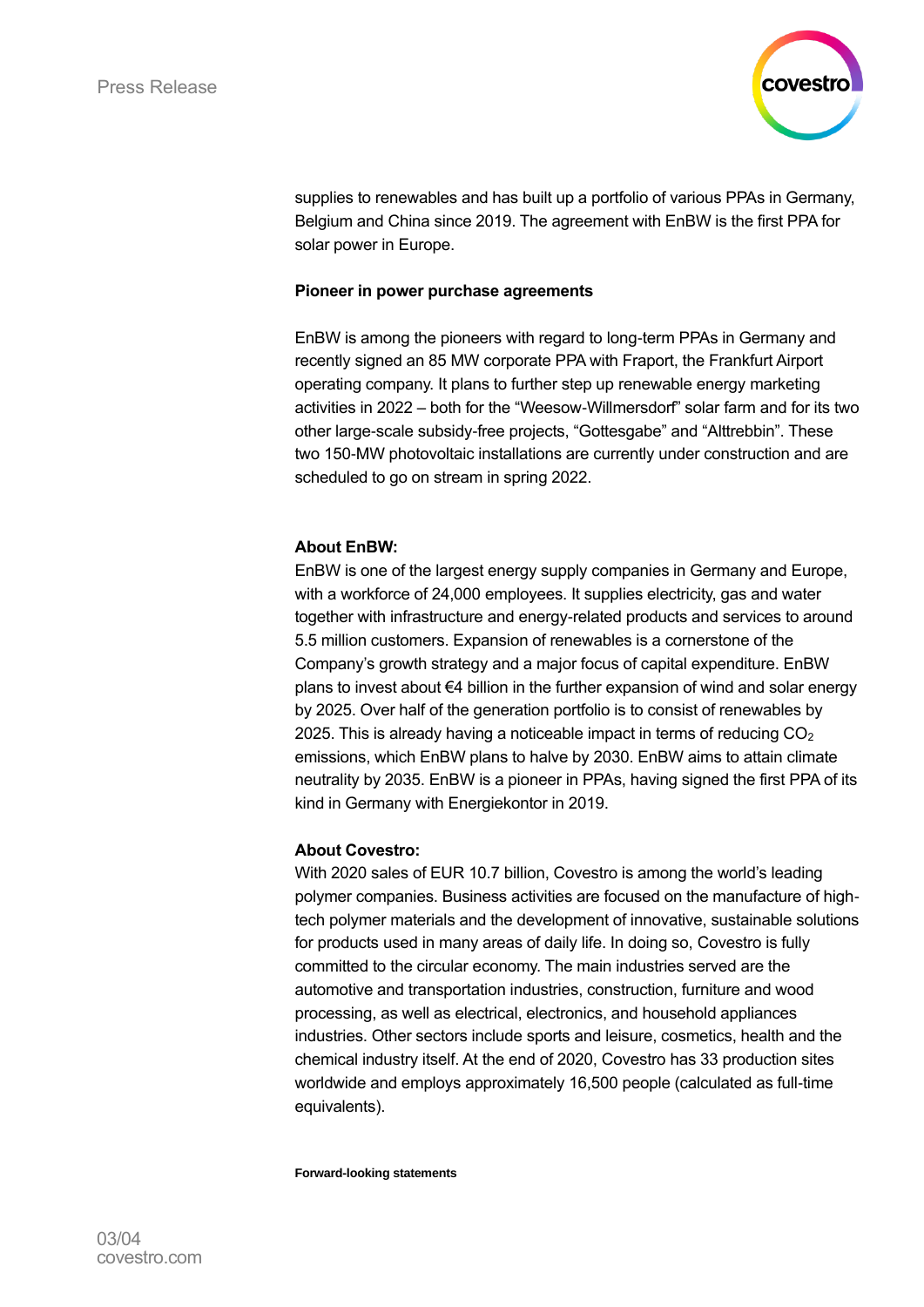supplies to renewables and has built up a portfolio of various PPAs in Germany, Belgium and China since 2019. The agreement with EnBW is the first PPA for solar power in Europe.

**Pioneer in power purchase agreements**

EnBW is among the pioneers with regard to long-term PPAs in Germany and recently signed an 85 MW corporate PPA with Fraport, the Frankfurt Airport operating company. It plans to further step up renewable energy marketing activities in 2022 – both for the "Weesow-Willmersdorf" solar farm and for its two other large-scale subsidy-free projects, "Gottesgabe" and "Alttrebbin". These two 150-MW photovoltaic installations are currently under construction and are scheduled to go on stream in spring 2022.

**About EnBW:**
EnBW is one of the largest energy supply companies in Germany and Europe, with a workforce of 24,000 employees. It supplies electricity, gas and water together with infrastructure and energy-related products and services to around 5.5 million customers. Expansion of renewables is a cornerstone of the Company's growth strategy and a major focus of capital expenditure. EnBW plans to invest about €4 billion in the further expansion of wind and solar energy by 2025. Over half of the generation portfolio is to consist of renewables by 2025. This is already having a noticeable impact in terms of reducing $CO_2$ emissions, which EnBW plans to halve by 2030. EnBW aims to attain climate neutrality by 2035. EnBW is a pioneer in PPAs, having signed the first PPA of its kind in Germany with Energiekontor in 2019.

**About Covestro:**
With 2020 sales of EUR 10.7 billion, Covestro is among the world's leading polymer companies. Business activities are focused on the manufacture of high-tech polymer materials and the development of innovative, sustainable solutions for products used in many areas of daily life. In doing so, Covestro is fully committed to the circular economy. The main industries served are the automotive and transportation industries, construction, furniture and wood processing, as well as electrical, electronics, and household appliances industries. Other sectors include sports and leisure, cosmetics, health and the chemical industry itself. At the end of 2020, Covestro has 33 production sites worldwide and employs approximately 16,500 people (calculated as full-time equivalents).

**Forward-looking statements**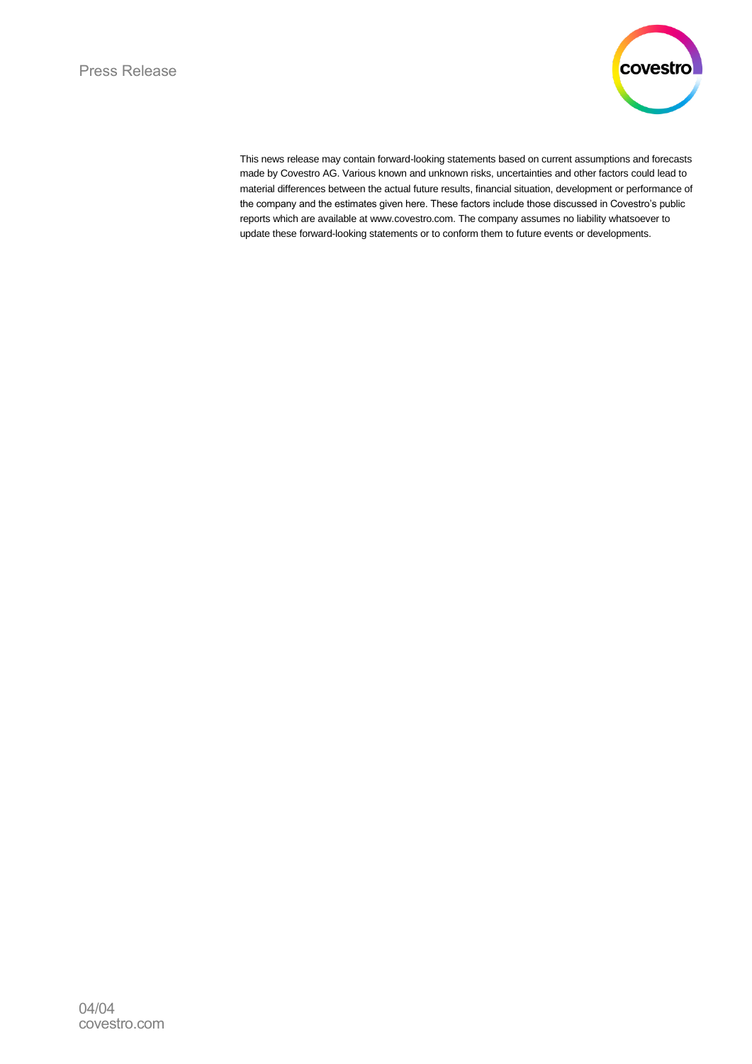This news release may contain forward-looking statements based on current assumptions and forecasts made by Covestro AG. Various known and unknown risks, uncertainties and other factors could lead to material differences between the actual future results, financial situation, development or performance of the company and the estimates given here. These factors include those discussed in Covestro's public reports which are available at www.covestro.com. The company assumes no liability whatsoever to update these forward-looking statements or to conform them to future events or developments.